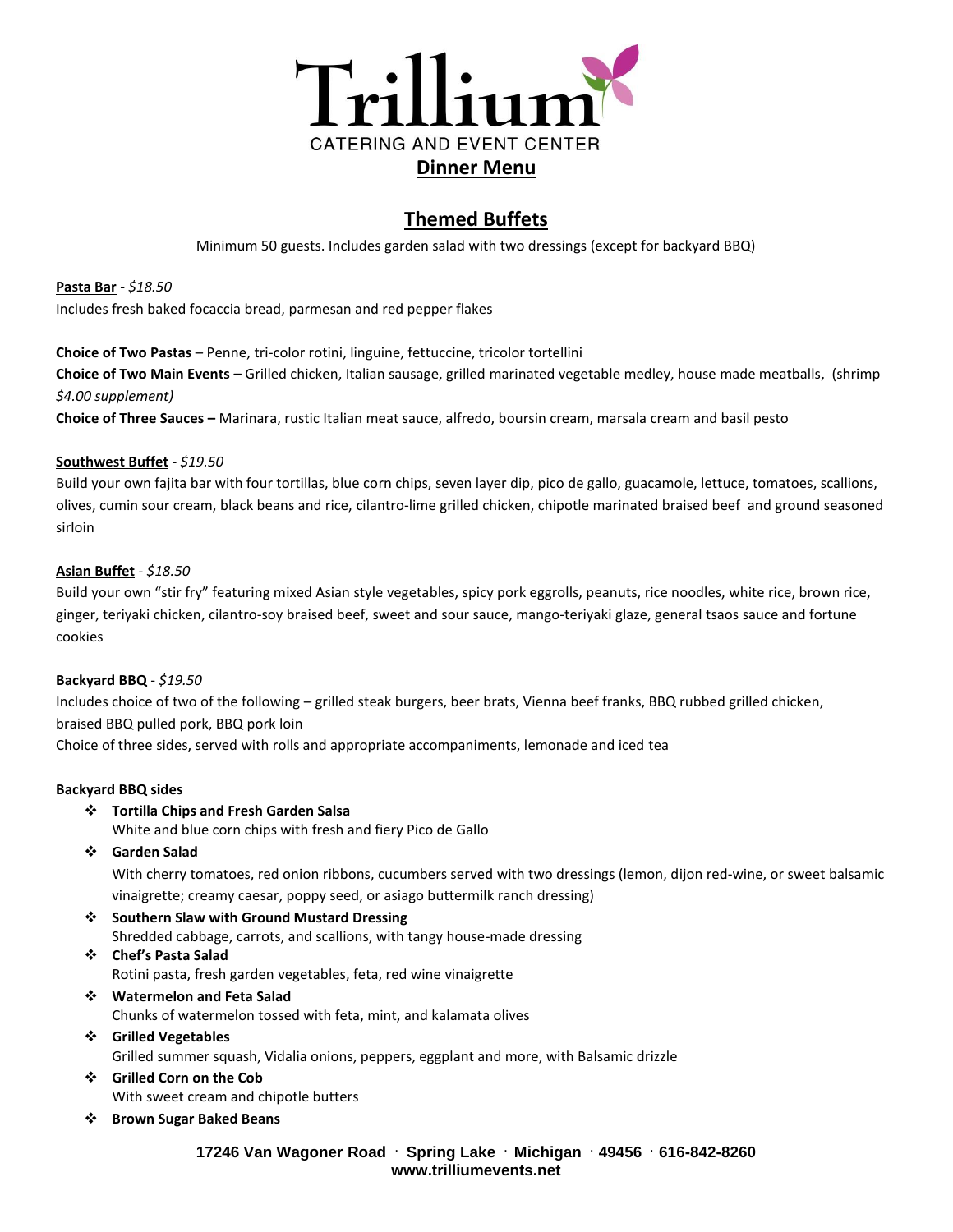# Trillium

CATERING AND EVENT CENTER

## Dinner Menu

## Themed Buffets

Minimum 50 guests. Includes garden salad with two dressings (except for backyard BBQ)

**Pasta Bar** - *$18.50*
Includes fresh baked focaccia bread, parmesan and red pepper flakes

**Choice of Two Pastas** – Penne, tri-color rotini, linguine, fettuccine, tricolor tortellini
**Choice of Two Main Events –** Grilled chicken, Italian sausage, grilled marinated vegetable medley, house made meatballs, (shrimp *$4.00 supplement)*
**Choice of Three Sauces –** Marinara, rustic Italian meat sauce, alfredo, boursin cream, marsala cream and basil pesto

**Southwest Buffet** - *$19.50*
Build your own fajita bar with four tortillas, blue corn chips, seven layer dip, pico de gallo, guacamole, lettuce, tomatoes, scallions, olives, cumin sour cream, black beans and rice, cilantro-lime grilled chicken, chipotle marinated braised beef and ground seasoned sirloin

**Asian Buffet** - *$18.50*
Build your own "stir fry" featuring mixed Asian style vegetables, spicy pork eggrolls, peanuts, rice noodles, white rice, brown rice, ginger, teriyaki chicken, cilantro-soy braised beef, sweet and sour sauce, mango-teriyaki glaze, general tsaos sauce and fortune cookies

**Backyard BBQ** - *$19.50*
Includes choice of two of the following – grilled steak burgers, beer brats, Vienna beef franks, BBQ rubbed grilled chicken, braised BBQ pulled pork, BBQ pork loin
Choice of three sides, served with rolls and appropriate accompaniments, lemonade and iced tea

**Backyard BBQ sides**

- **Tortilla Chips and Fresh Garden Salsa**
  White and blue corn chips with fresh and fiery Pico de Gallo
- **Garden Salad**
  With cherry tomatoes, red onion ribbons, cucumbers served with two dressings (lemon, dijon red-wine, or sweet balsamic vinaigrette; creamy caesar, poppy seed, or asiago buttermilk ranch dressing)
- **Southern Slaw with Ground Mustard Dressing**
  Shredded cabbage, carrots, and scallions, with tangy house-made dressing
- **Chef's Pasta Salad**
  Rotini pasta, fresh garden vegetables, feta, red wine vinaigrette
- **Watermelon and Feta Salad**
  Chunks of watermelon tossed with feta, mint, and kalamata olives
- **Grilled Vegetables**
  Grilled summer squash, Vidalia onions, peppers, eggplant and more, with Balsamic drizzle
- **Grilled Corn on the Cob**
  With sweet cream and chipotle butters
- **Brown Sugar Baked Beans**

**17246 Van Wagoner Road · Spring Lake · Michigan · 49456 · 616-842-8260**
**www.trilliumevents.net**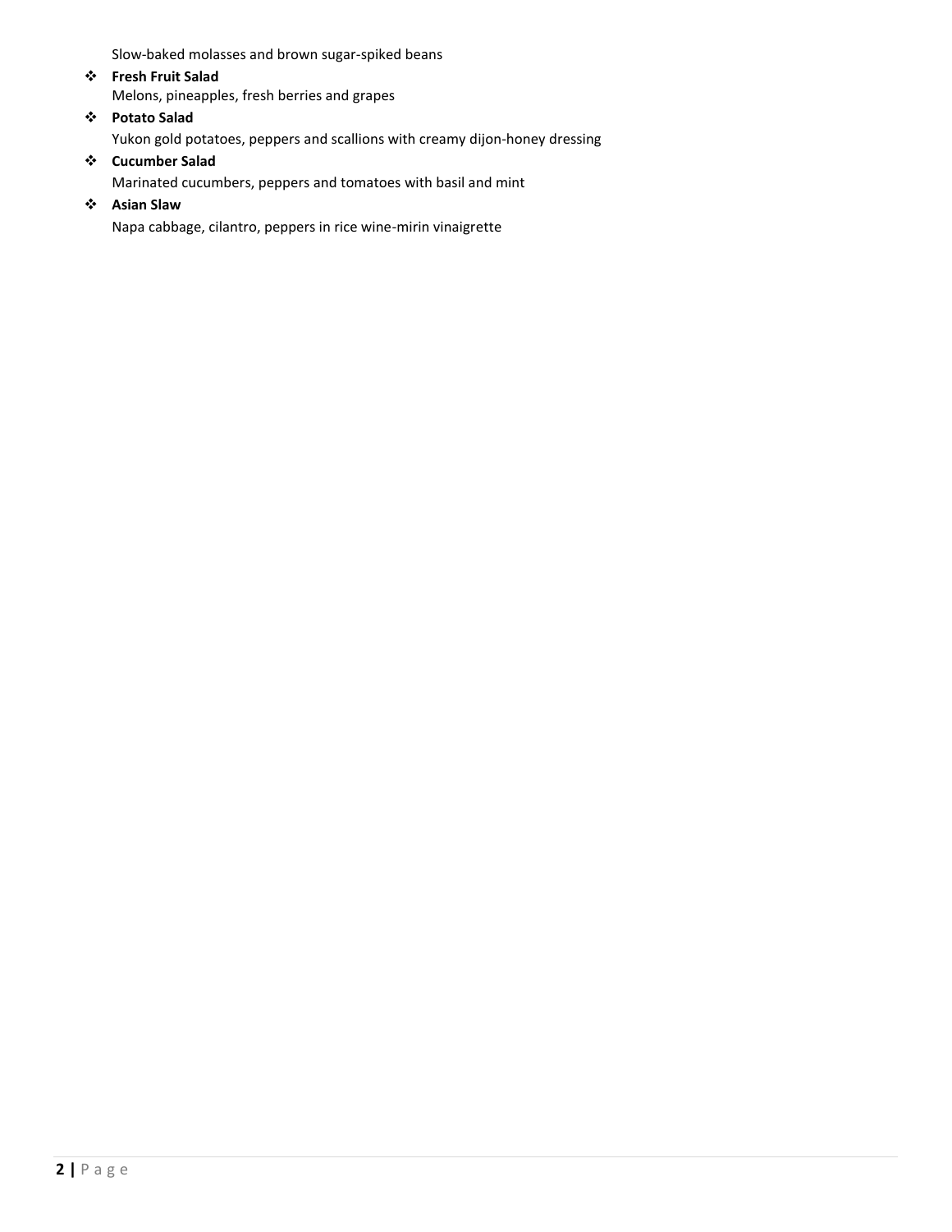Slow-baked molasses and brown sugar-spiked beans

- **Fresh Fruit Salad**
  Melons, pineapples, fresh berries and grapes
- **Potato Salad**
  Yukon gold potatoes, peppers and scallions with creamy dijon-honey dressing
- **Cucumber Salad**
  Marinated cucumbers, peppers and tomatoes with basil and mint
- **Asian Slaw**
  Napa cabbage, cilantro, peppers in rice wine-mirin vinaigrette